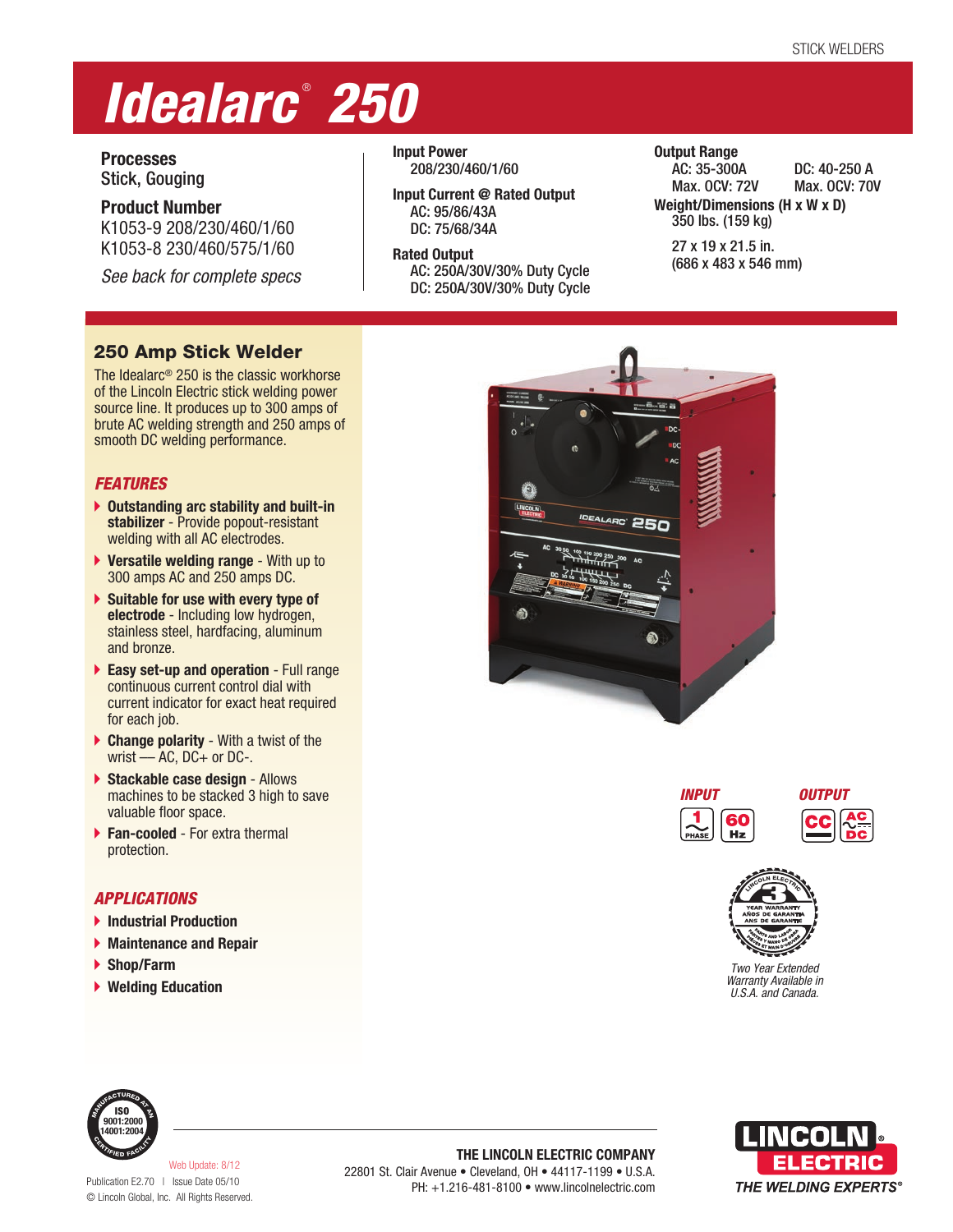STICK WELDERS

# Idealarc® 250

**Processes**
Stick, Gouging

**Product Number**
K1053-9 208/230/460/1/60
K1053-8 230/460/575/1/60

*See back for complete specs*

**Input Power**
208/230/460/1/60

**Input Current @ Rated Output**
AC: 95/86/43A
DC: 75/68/34A

**Rated Output**
AC: 250A/30V/30% Duty Cycle
DC: 250A/30V/30% Duty Cycle

**Output Range**
AC: 35-300A  DC: 40-250 A
Max. OCV: 72V  Max. OCV: 70V

**Weight/Dimensions (H x W x D)**
350 lbs. (159 kg)

27 x 19 x 21.5 in.
(686 x 483 x 546 mm)

## 250 Amp Stick Welder

The Idealarc® 250 is the classic workhorse of the Lincoln Electric stick welding power source line. It produces up to 300 amps of brute AC welding strength and 250 amps of smooth DC welding performance.

### FEATURES

- **Outstanding arc stability and built-in stabilizer** - Provide popout-resistant welding with all AC electrodes.
- **Versatile welding range** - With up to 300 amps AC and 250 amps DC.
- **Suitable for use with every type of electrode** - Including low hydrogen, stainless steel, hardfacing, aluminum and bronze.
- **Easy set-up and operation** - Full range continuous current control dial with current indicator for exact heat required for each job.
- **Change polarity** - With a twist of the wrist — AC, DC+ or DC-.
- **Stackable case design** - Allows machines to be stacked 3 high to save valuable floor space.
- **Fan-cooled** - For extra thermal protection.

### APPLICATIONS

- **Industrial Production**
- **Maintenance and Repair**
- **Shop/Farm**
- **Welding Education**

**INPUT** 1 PHASE, 60 Hz

**OUTPUT** CC, AC/DC

*Two Year Extended Warranty Available in U.S.A. and Canada.*

Web Update: 8/12
Publication E2.70 | Issue Date 05/10
© Lincoln Global, Inc. All Rights Reserved.

**THE LINCOLN ELECTRIC COMPANY**
22801 St. Clair Avenue • Cleveland, OH • 44117-1199 • U.S.A.
PH: +1.216-481-8100 • www.lincolnelectric.com

LINCOLN ELECTRIC
THE WELDING EXPERTS®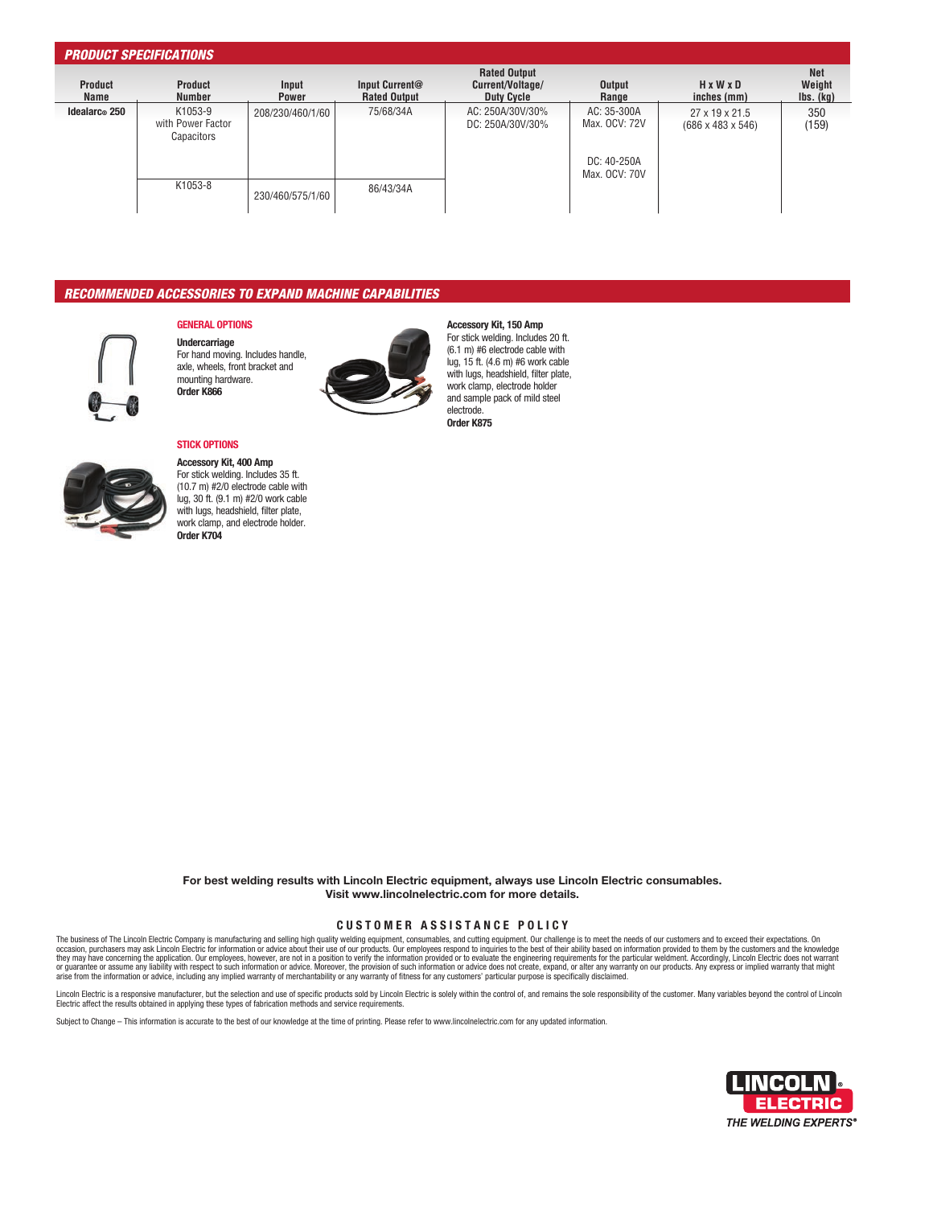## *PRODUCT SPECIFICATIONS*

| Product Name | Product Number | Input Power | Input Current@ Rated Output | Rated Output Current/Voltage/ Duty Cycle | Output Range | H x W x D inches (mm) | Net Weight lbs. (kg) |
|---|---|---|---|---|---|---|---|
| Idealarc® 250 | K1053-9 with Power Factor Capacitors | 208/230/460/1/60 | 75/68/34A | AC: 250A/30V/30% DC: 250A/30V/30% | AC: 35-300A Max. OCV: 72V DC: 40-250A Max. OCV: 70V | 27 x 19 x 21.5 (686 x 483 x 546) | 350 (159) |
| | K1053-8 | 230/460/575/1/60 | 86/43/34A | | | | |

## *RECOMMENDED ACCESSORIES TO EXPAND MACHINE CAPABILITIES*

### GENERAL OPTIONS

**Undercarriage**
For hand moving. Includes handle, axle, wheels, front bracket and mounting hardware.
**Order K866**

**Accessory Kit, 150 Amp**
For stick welding. Includes 20 ft. (6.1 m) #6 electrode cable with lug, 15 ft. (4.6 m) #6 work cable with lugs, headshield, filter plate, work clamp, electrode holder and sample pack of mild steel electrode.
**Order K875**

### STICK OPTIONS

**Accessory Kit, 400 Amp**
For stick welding. Includes 35 ft. (10.7 m) #2/0 electrode cable with lug, 30 ft. (9.1 m) #2/0 work cable with lugs, headshield, filter plate, work clamp, and electrode holder.
**Order K704**

**For best welding results with Lincoln Electric equipment, always use Lincoln Electric consumables. Visit www.lincolnelectric.com for more details.**

### CUSTOMER ASSISTANCE POLICY

The business of The Lincoln Electric Company is manufacturing and selling high quality welding equipment, consumables, and cutting equipment. Our challenge is to meet the needs of our customers and to exceed their expectations. On occasion, purchasers may ask Lincoln Electric for information or advice about their use of our products. Our employees respond to inquiries to the best of their ability based on information provided to them by the customers and the knowledge they may have concerning the application. Our employees, however, are not in a position to verify the information provided or to evaluate the engineering requirements for the particular weldment. Accordingly, Lincoln Electric does not warrant or guarantee or assume any liability with respect to such information or advice. Moreover, the provision of such information or advice does not create, expand, or alter any warranty on our products. Any express or implied warranty that might arise from the information or advice, including any implied warranty of merchantability or any warranty of fitness for any customers' particular purpose is specifically disclaimed.

Lincoln Electric is a responsive manufacturer, but the selection and use of specific products sold by Lincoln Electric is solely within the control of, and remains the sole responsibility of the customer. Many variables beyond the control of Lincoln Electric affect the results obtained in applying these types of fabrication methods and service requirements.

Subject to Change – This information is accurate to the best of our knowledge at the time of printing. Please refer to www.lincolnelectric.com for any updated information.

LINCOLN® ELECTRIC
THE WELDING EXPERTS®